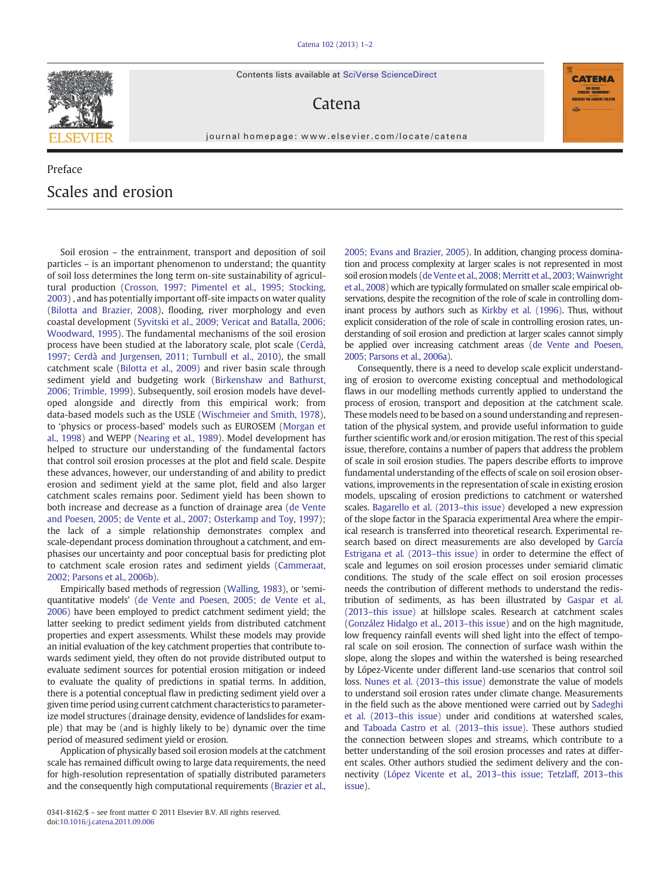Preface

# Scales and erosion

Soil erosion – the entrainment, transport and deposition of soil particles – is an important phenomenon to understand; the quantity of soil loss determines the long term on-site sustainability of agricultural production (Crosson, 1997; Pimentel et al., 1995; Stocking, 2003) , and has potentially important off-site impacts on water quality (Bilotta and Brazier, 2008), flooding, river morphology and even coastal development (Syvitski et al., 2009; Vericat and Batalla, 2006; Woodward, 1995). The fundamental mechanisms of the soil erosion process have been studied at the laboratory scale, plot scale (Cerdà, 1997; Cerdà and Jurgensen, 2011; Turnbull et al., 2010), the small catchment scale (Bilotta et al., 2009) and river basin scale through sediment yield and budgeting work (Birkenshaw and Bathurst, 2006; Trimble, 1999). Subsequently, soil erosion models have developed alongside and directly from this empirical work; from data-based models such as the USLE (Wischmeier and Smith, 1978), to 'physics or process-based' models such as EUROSEM (Morgan et al., 1998) and WEPP (Nearing et al., 1989). Model development has helped to structure our understanding of the fundamental factors that control soil erosion processes at the plot and field scale. Despite these advances, however, our understanding of and ability to predict erosion and sediment yield at the same plot, field and also larger catchment scales remains poor. Sediment yield has been shown to both increase and decrease as a function of drainage area (de Vente and Poesen, 2005; de Vente et al., 2007; Osterkamp and Toy, 1997); the lack of a simple relationship demonstrates complex and scale-dependant process domination throughout a catchment, and emphasises our uncertainty and poor conceptual basis for predicting plot to catchment scale erosion rates and sediment yields (Cammeraat, 2002; Parsons et al., 2006b).

Empirically based methods of regression (Walling, 1983), or 'semi-quantitative models' (de Vente and Poesen, 2005; de Vente et al., 2006) have been employed to predict catchment sediment yield; the latter seeking to predict sediment yields from distributed catchment properties and expert assessments. Whilst these models may provide an initial evaluation of the key catchment properties that contribute towards sediment yield, they often do not provide distributed output to evaluate sediment sources for potential erosion mitigation or indeed to evaluate the quality of predictions in spatial terms. In addition, there is a potential conceptual flaw in predicting sediment yield over a given time period using current catchment characteristics to parameterize model structures (drainage density, evidence of landslides for example) that may be (and is highly likely to be) dynamic over the time period of measured sediment yield or erosion.

Application of physically based soil erosion models at the catchment scale has remained difficult owing to large data requirements, the need for high-resolution representation of spatially distributed parameters and the consequently high computational requirements (Brazier et al., 2005; Evans and Brazier, 2005). In addition, changing process domination and process complexity at larger scales is not represented in most soil erosion models (de Vente et al., 2008; Merritt et al., 2003; Wainwright et al., 2008) which are typically formulated on smaller scale empirical observations, despite the recognition of the role of scale in controlling dominant process by authors such as Kirkby et al. (1996). Thus, without explicit consideration of the role of scale in controlling erosion rates, understanding of soil erosion and prediction at larger scales cannot simply be applied over increasing catchment areas (de Vente and Poesen, 2005; Parsons et al., 2006a).

Consequently, there is a need to develop scale explicit understanding of erosion to overcome existing conceptual and methodological flaws in our modelling methods currently applied to understand the process of erosion, transport and deposition at the catchment scale. These models need to be based on a sound understanding and representation of the physical system, and provide useful information to guide further scientific work and/or erosion mitigation. The rest of this special issue, therefore, contains a number of papers that address the problem of scale in soil erosion studies. The papers describe efforts to improve fundamental understanding of the effects of scale on soil erosion observations, improvements in the representation of scale in existing erosion models, upscaling of erosion predictions to catchment or watershed scales. Bagarello et al. (2013–this issue) developed a new expression of the slope factor in the Sparacia experimental Area where the empirical research is transferred into theoretical research. Experimental research based on direct measurements are also developed by García Estrigana et al. (2013–this issue) in order to determine the effect of scale and legumes on soil erosion processes under semiarid climatic conditions. The study of the scale effect on soil erosion processes needs the contribution of different methods to understand the redistribution of sediments, as has been illustrated by Gaspar et al. (2013–this issue). Research at catchment scales (González Hidalgo et al., 2013–this issue) and on the high magnitude, low frequency rainfall events will shed light into the effect of temporal scale on soil erosion. The connection of surface wash within the slope, along the slopes and within the watershed is being researched by López-Vicente under different land-use scenarios that control soil loss. Nunes et al. (2013–this issue) demonstrate the value of models to understand soil erosion rates under climate change. Measurements in the field such as the above mentioned were carried out by Sadeghi et al. (2013–this issue) under arid conditions at watershed scales, and Taboada Castro et al. (2013–this issue). These authors studied the connection between slopes and streams, which contribute to a better understanding of the soil erosion processes and rates at different scales. Other authors studied the sediment delivery and the connectivity (López Vicente et al., 2013–this issue; Tetzlaff, 2013–this issue).

0341-8162/$ – see front matter © 2011 Elsevier B.V. All rights reserved.
doi:10.1016/j.catena.2011.09.006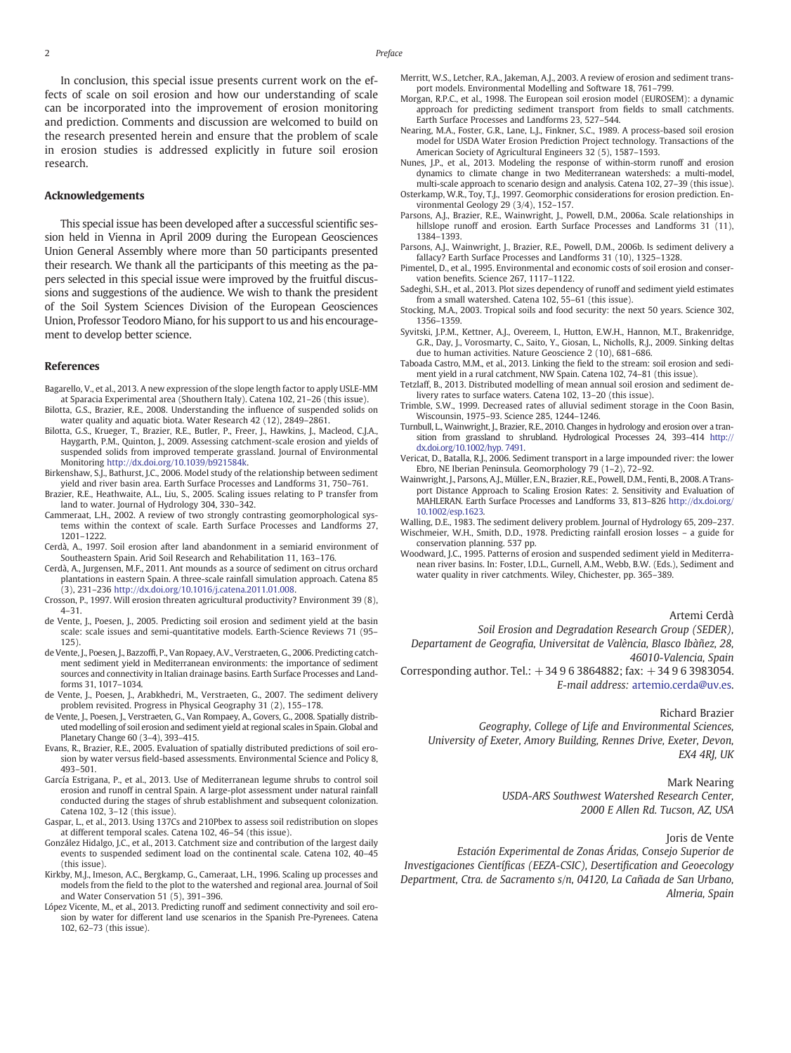In conclusion, this special issue presents current work on the effects of scale on soil erosion and how our understanding of scale can be incorporated into the improvement of erosion monitoring and prediction. Comments and discussion are welcomed to build on the research presented herein and ensure that the problem of scale in erosion studies is addressed explicitly in future soil erosion research.

## Acknowledgements

This special issue has been developed after a successful scientific session held in Vienna in April 2009 during the European Geosciences Union General Assembly where more than 50 participants presented their research. We thank all the participants of this meeting as the papers selected in this special issue were improved by the fruitful discussions and suggestions of the audience. We wish to thank the president of the Soil System Sciences Division of the European Geosciences Union, Professor Teodoro Miano, for his support to us and his encouragement to develop better science.

## References

Bagarello, V., et al., 2013. A new expression of the slope length factor to apply USLE-MM at Sparacia Experimental area (Shouthern Italy). Catena 102, 21–26 (this issue).

Bilotta, G.S., Brazier, R.E., 2008. Understanding the influence of suspended solids on water quality and aquatic biota. Water Research 42 (12), 2849–2861.

Bilotta, G.S., Krueger, T., Brazier, R.E., Butler, P., Freer, J., Hawkins, J., Macleod, C.J.A., Haygarth, P.M., Quinton, J., 2009. Assessing catchment-scale erosion and yields of suspended solids from improved temperate grassland. Journal of Environmental Monitoring http://dx.doi.org/10.1039/b921584k.

Birkenshaw, S.J., Bathurst, J.C., 2006. Model study of the relationship between sediment yield and river basin area. Earth Surface Processes and Landforms 31, 750–761.

Brazier, R.E., Heathwaite, A.L., Liu, S., 2005. Scaling issues relating to P transfer from land to water. Journal of Hydrology 304, 330–342.

Cammeraat, L.H., 2002. A review of two strongly contrasting geomorphological systems within the context of scale. Earth Surface Processes and Landforms 27, 1201–1222.

Cerdà, A., 1997. Soil erosion after land abandonment in a semiarid environment of Southeastern Spain. Arid Soil Research and Rehabilitation 11, 163–176.

Cerdà, A., Jurgensen, M.F., 2011. Ant mounds as a source of sediment on citrus orchard plantations in eastern Spain. A three-scale rainfall simulation approach. Catena 85 (3), 231–236 http://dx.doi.org/10.1016/j.catena.2011.01.008.

Crosson, P., 1997. Will erosion threaten agricultural productivity? Environment 39 (8), 4–31.

de Vente, J., Poesen, J., 2005. Predicting soil erosion and sediment yield at the basin scale: scale issues and semi-quantitative models. Earth-Science Reviews 71 (95–125).

de Vente, J., Poesen, J., Bazzoffi, P., Van Ropaey, A.V., Verstraeten, G., 2006. Predicting catchment sediment yield in Mediterranean environments: the importance of sediment sources and connectivity in Italian drainage basins. Earth Surface Processes and Landforms 31, 1017–1034.

de Vente, J., Poesen, J., Arabkhedri, M., Verstraeten, G., 2007. The sediment delivery problem revisited. Progress in Physical Geography 31 (2), 155–178.

de Vente, J., Poesen, J., Verstraeten, G., Van Rompaey, A., Govers, G., 2008. Spatially distributed modelling of soil erosion and sediment yield at regional scales in Spain. Global and Planetary Change 60 (3–4), 393–415.

Evans, R., Brazier, R.E., 2005. Evaluation of spatially distributed predictions of soil erosion by water versus field-based assessments. Environmental Science and Policy 8, 493–501.

García Estrigana, P., et al., 2013. Use of Mediterranean legume shrubs to control soil erosion and runoff in central Spain. A large-plot assessment under natural rainfall conducted during the stages of shrub establishment and subsequent colonization. Catena 102, 3–12 (this issue).

Gaspar, L., et al., 2013. Using 137Cs and 210Pbex to assess soil redistribution on slopes at different temporal scales. Catena 102, 46–54 (this issue).

González Hidalgo, J.C., et al., 2013. Catchment size and contribution of the largest daily events to suspended sediment load on the continental scale. Catena 102, 40–45 (this issue).

Kirkby, M.J., Imeson, A.C., Bergkamp, G., Cameraat, L.H., 1996. Scaling up processes and models from the field to the plot to the watershed and regional area. Journal of Soil and Water Conservation 51 (5), 391–396.

López Vicente, M., et al., 2013. Predicting runoff and sediment connectivity and soil erosion by water for different land use scenarios in the Spanish Pre-Pyrenees. Catena 102, 62–73 (this issue).

Merritt, W.S., Letcher, R.A., Jakeman, A.J., 2003. A review of erosion and sediment transport models. Environmental Modelling and Software 18, 761–799.

Morgan, R.P.C., et al., 1998. The European soil erosion model (EUROSEM): a dynamic approach for predicting sediment transport from fields to small catchments. Earth Surface Processes and Landforms 23, 527–544.

Nearing, M.A., Foster, G.R., Lane, L.J., Finkner, S.C., 1989. A process-based soil erosion model for USDA Water Erosion Prediction Project technology. Transactions of the American Society of Agricultural Engineers 32 (5), 1587–1593.

Nunes, J.P., et al., 2013. Modeling the response of within-storm runoff and erosion dynamics to climate change in two Mediterranean watersheds: a multi-model, multi-scale approach to scenario design and analysis. Catena 102, 27–39 (this issue).

Osterkamp, W.R., Toy, T.J., 1997. Geomorphic considerations for erosion prediction. Environmental Geology 29 (3/4), 152–157.

Parsons, A.J., Brazier, R.E., Wainwright, J., Powell, D.M., 2006a. Scale relationships in hillslope runoff and erosion. Earth Surface Processes and Landforms 31 (11), 1384–1393.

Parsons, A.J., Wainwright, J., Brazier, R.E., Powell, D.M., 2006b. Is sediment delivery a fallacy? Earth Surface Processes and Landforms 31 (10), 1325–1328.

Pimentel, D., et al., 1995. Environmental and economic costs of soil erosion and conservation benefits. Science 267, 1117–1122.

Sadeghi, S.H., et al., 2013. Plot sizes dependency of runoff and sediment yield estimates from a small watershed. Catena 102, 55–61 (this issue).

Stocking, M.A., 2003. Tropical soils and food security: the next 50 years. Science 302, 1356–1359.

Syvitski, J.P.M., Kettner, A.J., Overeem, I., Hutton, E.W.H., Hannon, M.T., Brakenridge, G.R., Day, J., Vorosmarty, C., Saito, Y., Giosan, L., Nicholls, R.J., 2009. Sinking deltas due to human activities. Nature Geoscience 2 (10), 681–686.

Taboada Castro, M.M., et al., 2013. Linking the field to the stream: soil erosion and sediment yield in a rural catchment, NW Spain. Catena 102, 74–81 (this issue).

Tetzlaff, B., 2013. Distributed modelling of mean annual soil erosion and sediment delivery rates to surface waters. Catena 102, 13–20 (this issue).

Trimble, S.W., 1999. Decreased rates of alluvial sediment storage in the Coon Basin, Wisconsin, 1975–93. Science 285, 1244–1246.

Turnbull, L., Wainwright, J., Brazier, R.E., 2010. Changes in hydrology and erosion over a transition from grassland to shrubland. Hydrological Processes 24, 393–414 http://dx.doi.org/10.1002/hyp. 7491.

Vericat, D., Batalla, R.J., 2006. Sediment transport in a large impounded river: the lower Ebro, NE Iberian Peninsula. Geomorphology 79 (1–2), 72–92.

Wainwright, J., Parsons, A.J., Müller, E.N., Brazier, R.E., Powell, D.M., Fenti, B., 2008. A Transport Distance Approach to Scaling Erosion Rates: 2. Sensitivity and Evaluation of MAHLERAN. Earth Surface Processes and Landforms 33, 813–826 http://dx.doi.org/10.1002/esp.1623.

Walling, D.E., 1983. The sediment delivery problem. Journal of Hydrology 65, 209–237.

Wischmeier, W.H., Smith, D.D., 1978. Predicting rainfall erosion losses – a guide for conservation planning. 537 pp.

Woodward, J.C., 1995. Patterns of erosion and suspended sediment yield in Mediterranean river basins. In: Foster, I.D.L., Gurnell, A.M., Webb, B.W. (Eds.), Sediment and water quality in river catchments. Wiley, Chichester, pp. 365–389.

Artemi Cerdà
*Soil Erosion and Degradation Research Group (SEDER), Departament de Geografia, Universitat de València, Blasco Ibàñez, 28, 46010-Valencia, Spain*
Corresponding author. Tel.: +34 9 6 3864882; fax: +34 9 6 3983054.
*E-mail address:* artemio.cerda@uv.es.

Richard Brazier
*Geography, College of Life and Environmental Sciences, University of Exeter, Amory Building, Rennes Drive, Exeter, Devon, EX4 4RJ, UK*

Mark Nearing
*USDA-ARS Southwest Watershed Research Center, 2000 E Allen Rd. Tucson, AZ, USA*

Joris de Vente
*Estación Experimental de Zonas Áridas, Consejo Superior de Investigaciones Científicas (EEZA-CSIC), Desertification and Geoecology Department, Ctra. de Sacramento s/n, 04120, La Cañada de San Urbano, Almeria, Spain*